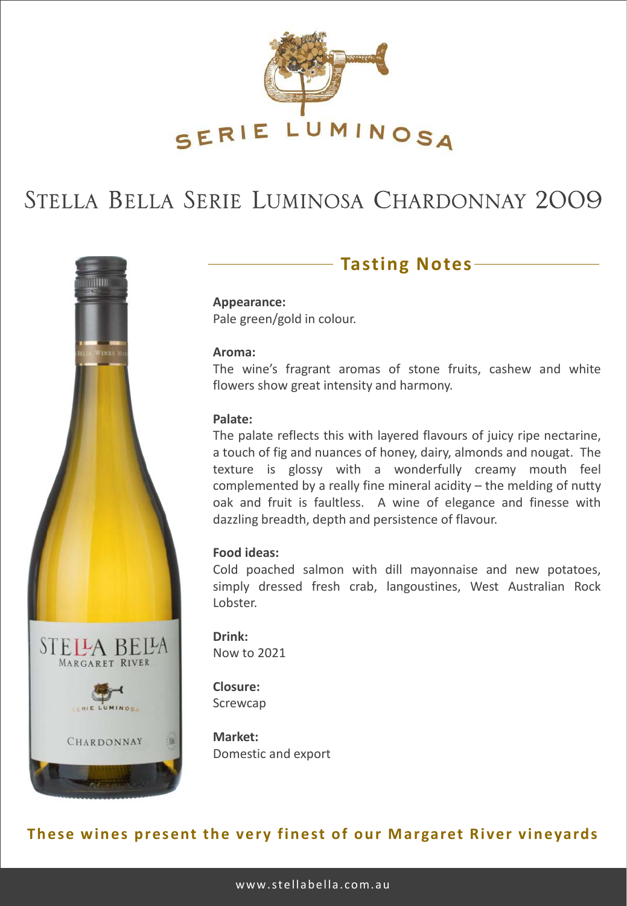SERIE LUMINOSA

# Stella Bella Serie Luminosa Chardonnay 2009

## Tasting Notes

**Appearance:**
Pale green/gold in colour.

**Aroma:**
The wine's fragrant aromas of stone fruits, cashew and white flowers show great intensity and harmony.

**Palate:**
The palate reflects this with layered flavours of juicy ripe nectarine, a touch of fig and nuances of honey, dairy, almonds and nougat. The texture is glossy with a wonderfully creamy mouth feel complemented by a really fine mineral acidity – the melding of nutty oak and fruit is faultless. A wine of elegance and finesse with dazzling breadth, depth and persistence of flavour.

**Food ideas:**
Cold poached salmon with dill mayonnaise and new potatoes, simply dressed fresh crab, langoustines, West Australian Rock Lobster.

**Drink:**
Now to 2021

**Closure:**
Screwcap

**Market:**
Domestic and export

**These wines present the very finest of our Margaret River vineyards**

www.stellabella.com.au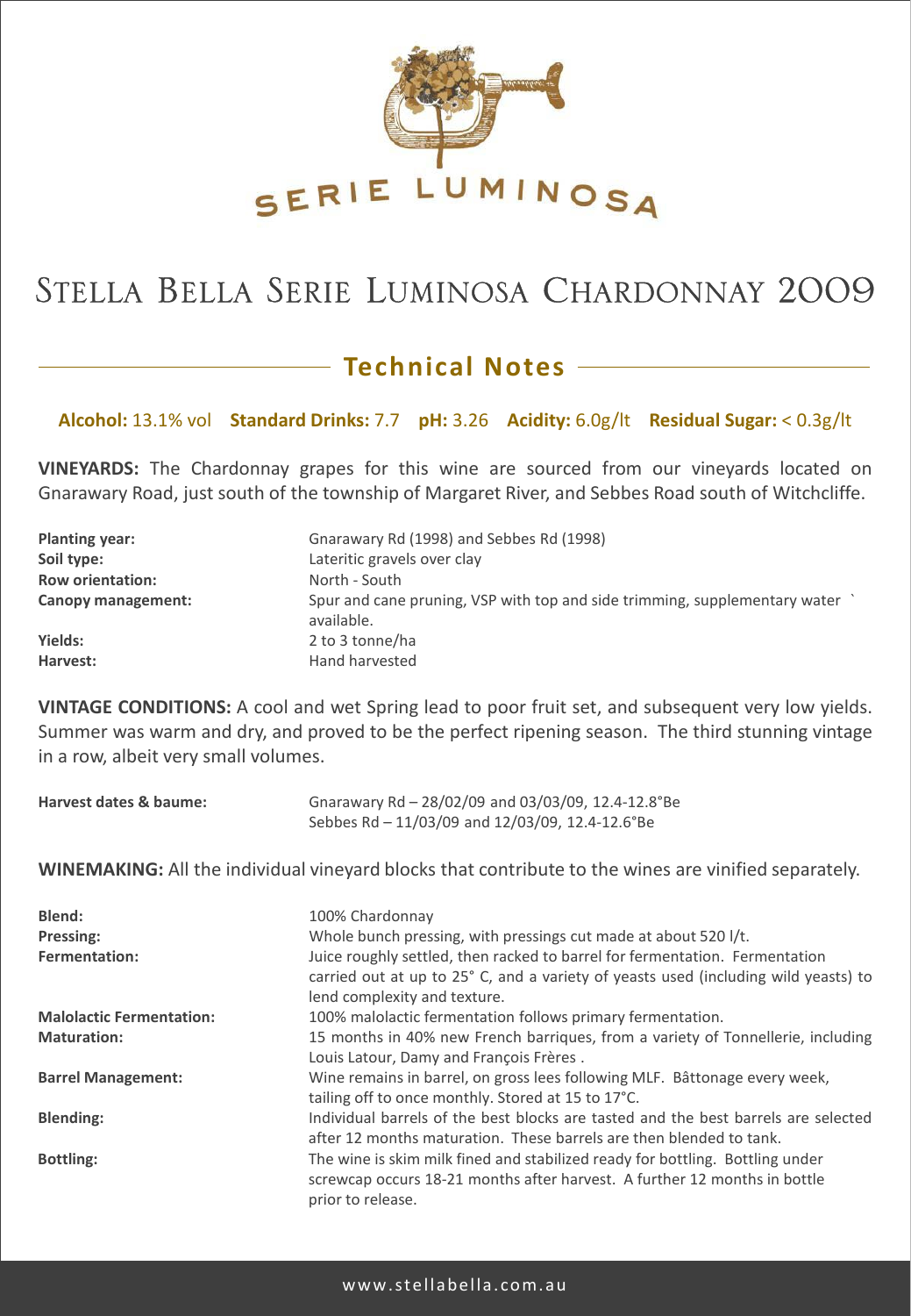SERIE LUMINOSA

# Stella Bella Serie Luminosa Chardonnay 2009

## Technical Notes

**Alcohol:** 13.1% vol **Standard Drinks:** 7.7 **pH:** 3.26 **Acidity:** 6.0g/lt **Residual Sugar:** < 0.3g/lt

**VINEYARDS:** The Chardonnay grapes for this wine are sourced from our vineyards located on Gnarawary Road, just south of the township of Margaret River, and Sebbes Road south of Witchcliffe.

| | |
|---|---|
| **Planting year:** | Gnarawary Rd (1998) and Sebbes Rd (1998) |
| **Soil type:** | Lateritic gravels over clay |
| **Row orientation:** | North - South |
| **Canopy management:** | Spur and cane pruning, VSP with top and side trimming, supplementary water ` available. |
| **Yields:** | 2 to 3 tonne/ha |
| **Harvest:** | Hand harvested |

**VINTAGE CONDITIONS:** A cool and wet Spring lead to poor fruit set, and subsequent very low yields. Summer was warm and dry, and proved to be the perfect ripening season. The third stunning vintage in a row, albeit very small volumes.

| | |
|---|---|
| **Harvest dates & baume:** | Gnarawary Rd – 28/02/09 and 03/03/09, 12.4-12.8°Be<br>Sebbes Rd – 11/03/09 and 12/03/09, 12.4-12.6°Be |

**WINEMAKING:** All the individual vineyard blocks that contribute to the wines are vinified separately.

| | |
|---|---|
| **Blend:** | 100% Chardonnay |
| **Pressing:** | Whole bunch pressing, with pressings cut made at about 520 l/t. |
| **Fermentation:** | Juice roughly settled, then racked to barrel for fermentation. Fermentation carried out at up to 25° C, and a variety of yeasts used (including wild yeasts) to lend complexity and texture. |
| **Malolactic Fermentation:** | 100% malolactic fermentation follows primary fermentation. |
| **Maturation:** | 15 months in 40% new French barriques, from a variety of Tonnellerie, including Louis Latour, Damy and François Frères . |
| **Barrel Management:** | Wine remains in barrel, on gross lees following MLF. Bâttonage every week, tailing off to once monthly. Stored at 15 to 17°C. |
| **Blending:** | Individual barrels of the best blocks are tasted and the best barrels are selected after 12 months maturation. These barrels are then blended to tank. |
| **Bottling:** | The wine is skim milk fined and stabilized ready for bottling. Bottling under screwcap occurs 18-21 months after harvest. A further 12 months in bottle prior to release. |

www.stellabella.com.au